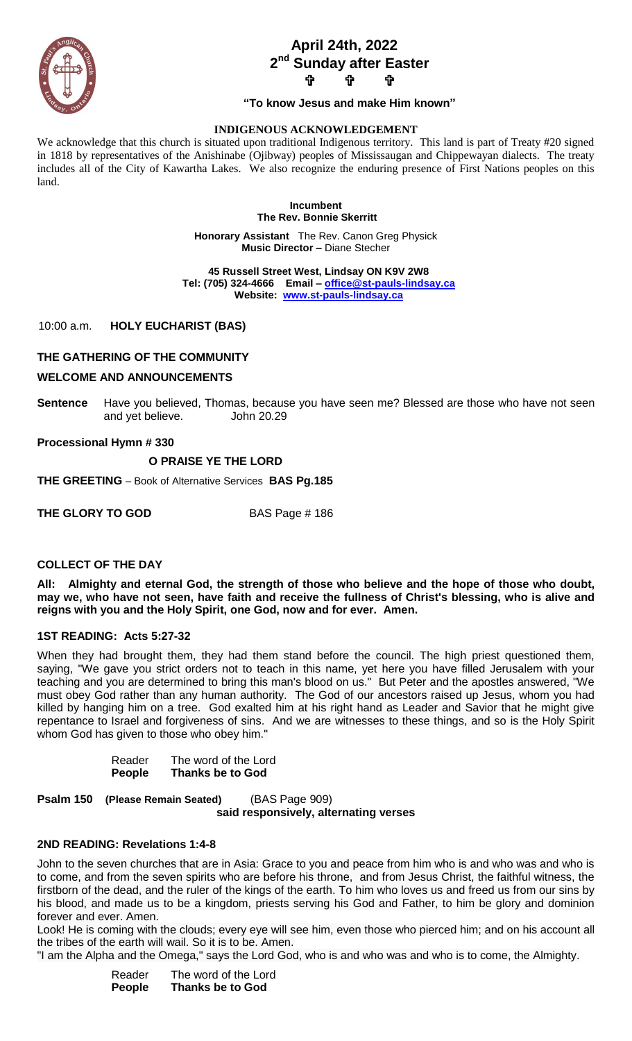# April 24th, 2022
## 2nd Sunday after Easter
✞ ✞ ✞

**"To know Jesus and make Him known"**

**INDIGENOUS ACKNOWLEDGEMENT**

We acknowledge that this church is situated upon traditional Indigenous territory. This land is part of Treaty #20 signed in 1818 by representatives of the Anishinabe (Ojibway) peoples of Mississaugan and Chippewayan dialects. The treaty includes all of the City of Kawartha Lakes. We also recognize the enduring presence of First Nations peoples on this land.

**Incumbent**
**The Rev. Bonnie Skerritt**

**Honorary Assistant** The Rev. Canon Greg Physick
**Music Director –** Diane Stecher

**45 Russell Street West, Lindsay ON K9V 2W8**
**Tel: (705) 324-4666 Email – office@st-pauls-lindsay.ca**
**Website: www.st-pauls-lindsay.ca**

10:00 a.m. **HOLY EUCHARIST (BAS)**

**THE GATHERING OF THE COMMUNITY**

**WELCOME AND ANNOUNCEMENTS**

**Sentence** Have you believed, Thomas, because you have seen me? Blessed are those who have not seen and yet believe. John 20.29

**Processional Hymn # 330**

**O PRAISE YE THE LORD**

**THE GREETING** – Book of Alternative Services **BAS Pg.185**

**THE GLORY TO GOD** BAS Page # 186

**COLLECT OF THE DAY**

**All: Almighty and eternal God, the strength of those who believe and the hope of those who doubt, may we, who have not seen, have faith and receive the fullness of Christ's blessing, who is alive and reigns with you and the Holy Spirit, one God, now and for ever. Amen.**

**1ST READING: Acts 5:27-32**

When they had brought them, they had them stand before the council. The high priest questioned them, saying, "We gave you strict orders not to teach in this name, yet here you have filled Jerusalem with your teaching and you are determined to bring this man's blood on us." But Peter and the apostles answered, "We must obey God rather than any human authority. The God of our ancestors raised up Jesus, whom you had killed by hanging him on a tree. God exalted him at his right hand as Leader and Savior that he might give repentance to Israel and forgiveness of sins. And we are witnesses to these things, and so is the Holy Spirit whom God has given to those who obey him."

Reader The word of the Lord
**People Thanks be to God**

**Psalm 150 (Please Remain Seated)** (BAS Page 909)
**said responsively, alternating verses**

**2ND READING: Revelations 1:4-8**

John to the seven churches that are in Asia: Grace to you and peace from him who is and who was and who is to come, and from the seven spirits who are before his throne, and from Jesus Christ, the faithful witness, the firstborn of the dead, and the ruler of the kings of the earth. To him who loves us and freed us from our sins by his blood, and made us to be a kingdom, priests serving his God and Father, to him be glory and dominion forever and ever. Amen.

Look! He is coming with the clouds; every eye will see him, even those who pierced him; and on his account all the tribes of the earth will wail. So it is to be. Amen.

"I am the Alpha and the Omega," says the Lord God, who is and who was and who is to come, the Almighty.

Reader The word of the Lord
**People Thanks be to God**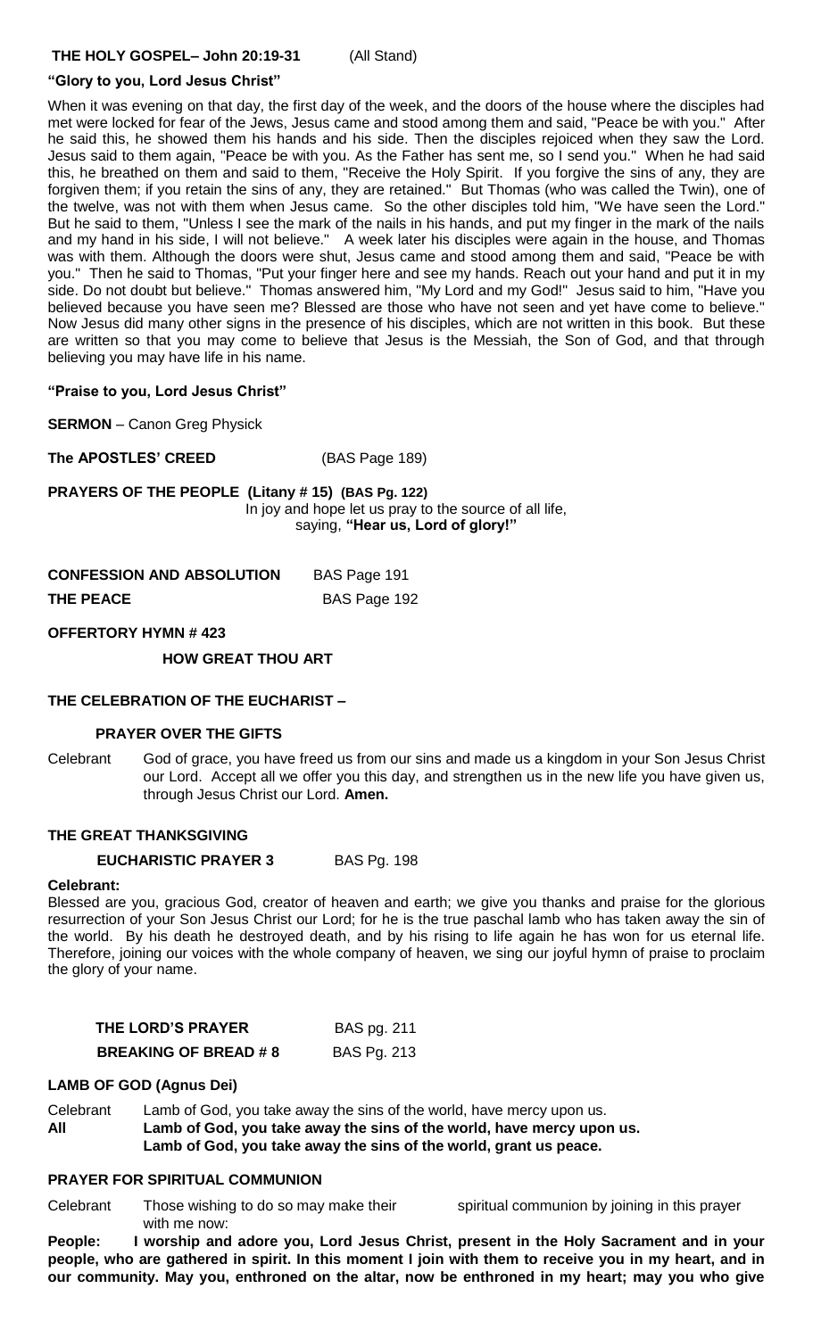**THE HOLY GOSPEL– John 20:19-31** (All Stand)

**"Glory to you, Lord Jesus Christ"**

When it was evening on that day, the first day of the week, and the doors of the house where the disciples had met were locked for fear of the Jews, Jesus came and stood among them and said, "Peace be with you." After he said this, he showed them his hands and his side. Then the disciples rejoiced when they saw the Lord. Jesus said to them again, "Peace be with you. As the Father has sent me, so I send you." When he had said this, he breathed on them and said to them, "Receive the Holy Spirit. If you forgive the sins of any, they are forgiven them; if you retain the sins of any, they are retained." But Thomas (who was called the Twin), one of the twelve, was not with them when Jesus came. So the other disciples told him, "We have seen the Lord." But he said to them, "Unless I see the mark of the nails in his hands, and put my finger in the mark of the nails and my hand in his side, I will not believe." A week later his disciples were again in the house, and Thomas was with them. Although the doors were shut, Jesus came and stood among them and said, "Peace be with you." Then he said to Thomas, "Put your finger here and see my hands. Reach out your hand and put it in my side. Do not doubt but believe." Thomas answered him, "My Lord and my God!" Jesus said to him, "Have you believed because you have seen me? Blessed are those who have not seen and yet have come to believe." Now Jesus did many other signs in the presence of his disciples, which are not written in this book. But these are written so that you may come to believe that Jesus is the Messiah, the Son of God, and that through believing you may have life in his name.

**"Praise to you, Lord Jesus Christ"**

**SERMON** – Canon Greg Physick

**The APOSTLES' CREED** (BAS Page 189)

**PRAYERS OF THE PEOPLE (Litany # 15) (BAS Pg. 122)**
In joy and hope let us pray to the source of all life,
saying, **"Hear us, Lord of glory!"**

**CONFESSION AND ABSOLUTION** BAS Page 191

**THE PEACE** BAS Page 192

**OFFERTORY HYMN # 423**

**HOW GREAT THOU ART**

**THE CELEBRATION OF THE EUCHARIST –**

**PRAYER OVER THE GIFTS**

Celebrant God of grace, you have freed us from our sins and made us a kingdom in your Son Jesus Christ our Lord. Accept all we offer you this day, and strengthen us in the new life you have given us, through Jesus Christ our Lord. **Amen.**

**THE GREAT THANKSGIVING**

**EUCHARISTIC PRAYER 3** BAS Pg. 198

**Celebrant:**
Blessed are you, gracious God, creator of heaven and earth; we give you thanks and praise for the glorious resurrection of your Son Jesus Christ our Lord; for he is the true paschal lamb who has taken away the sin of the world. By his death he destroyed death, and by his rising to life again he has won for us eternal life. Therefore, joining our voices with the whole company of heaven, we sing our joyful hymn of praise to proclaim the glory of your name.

**THE LORD'S PRAYER** BAS pg. 211

**BREAKING OF BREAD # 8** BAS Pg. 213

**LAMB OF GOD (Agnus Dei)**

Celebrant Lamb of God, you take away the sins of the world, have mercy upon us.

**All Lamb of God, you take away the sins of the world, have mercy upon us.**
**Lamb of God, you take away the sins of the world, grant us peace.**

**PRAYER FOR SPIRITUAL COMMUNION**

Celebrant Those wishing to do so may make their spiritual communion by joining in this prayer with me now:

**People: I worship and adore you, Lord Jesus Christ, present in the Holy Sacrament and in your people, who are gathered in spirit. In this moment I join with them to receive you in my heart, and in our community. May you, enthroned on the altar, now be enthroned in my heart; may you who give**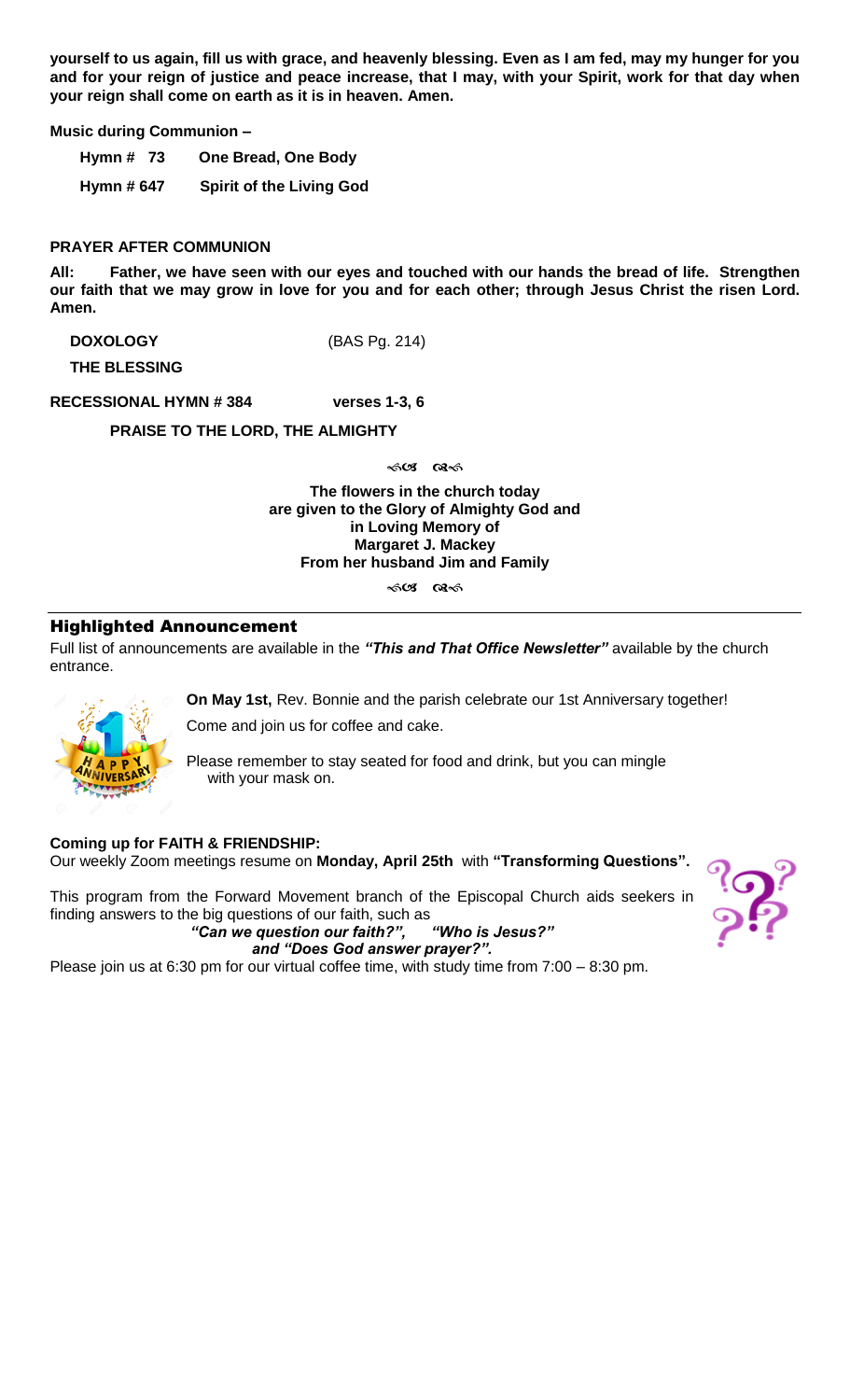**yourself to us again, fill us with grace, and heavenly blessing. Even as I am fed, may my hunger for you and for your reign of justice and peace increase, that I may, with your Spirit, work for that day when your reign shall come on earth as it is in heaven. Amen.**

**Music during Communion –**

**Hymn # 73** **One Bread, One Body**

**Hymn # 647** **Spirit of the Living God**

**PRAYER AFTER COMMUNION**

**All: Father, we have seen with our eyes and touched with our hands the bread of life. Strengthen our faith that we may grow in love for you and for each other; through Jesus Christ the risen Lord. Amen.**

**DOXOLOGY** (BAS Pg. 214)

**THE BLESSING**

**RECESSIONAL HYMN # 384** **verses 1-3, 6**

**PRAISE TO THE LORD, THE ALMIGHTY**

**The flowers in the church today**
**are given to the Glory of Almighty God and**
**in Loving Memory of**
**Margaret J. Mackey**
**From her husband Jim and Family**

## Highlighted Announcement

Full list of announcements are available in the ***"This and That Office Newsletter"*** available by the church entrance.

**On May 1st,** Rev. Bonnie and the parish celebrate our 1st Anniversary together!

Come and join us for coffee and cake.

Please remember to stay seated for food and drink, but you can mingle with your mask on.

**Coming up for FAITH & FRIENDSHIP:**
Our weekly Zoom meetings resume on **Monday, April 25th** with **"Transforming Questions".**

This program from the Forward Movement branch of the Episcopal Church aids seekers in finding answers to the big questions of our faith, such as
***"Can we question our faith?", "Who is Jesus?" and "Does God answer prayer?".***
Please join us at 6:30 pm for our virtual coffee time, with study time from 7:00 – 8:30 pm.